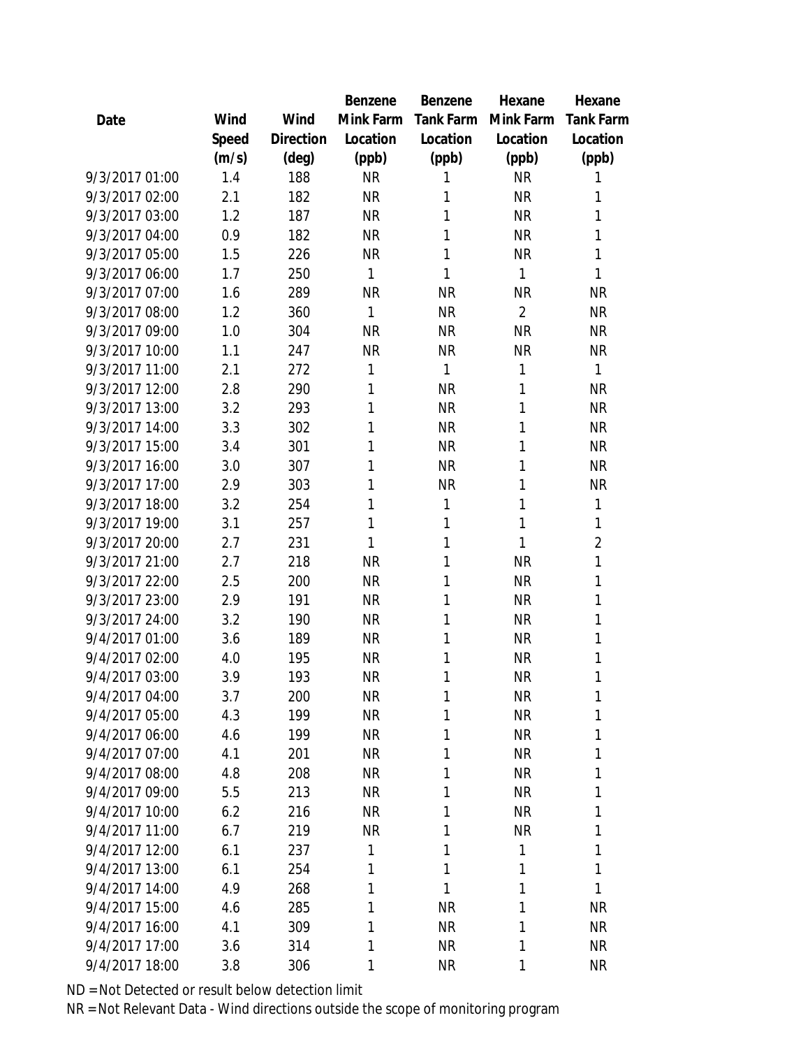| Date | Wind Speed (m/s) | Wind Direction (deg) | Benzene Mink Farm Location (ppb) | Benzene Tank Farm Location (ppb) | Hexane Mink Farm Location (ppb) | Hexane Tank Farm Location (ppb) |
|---|---|---|---|---|---|---|
| 9/3/2017 01:00 | 1.4 | 188 | NR | 1 | NR | 1 |
| 9/3/2017 02:00 | 2.1 | 182 | NR | 1 | NR | 1 |
| 9/3/2017 03:00 | 1.2 | 187 | NR | 1 | NR | 1 |
| 9/3/2017 04:00 | 0.9 | 182 | NR | 1 | NR | 1 |
| 9/3/2017 05:00 | 1.5 | 226 | NR | 1 | NR | 1 |
| 9/3/2017 06:00 | 1.7 | 250 | 1 | 1 | 1 | 1 |
| 9/3/2017 07:00 | 1.6 | 289 | NR | NR | NR | NR |
| 9/3/2017 08:00 | 1.2 | 360 | 1 | NR | 2 | NR |
| 9/3/2017 09:00 | 1.0 | 304 | NR | NR | NR | NR |
| 9/3/2017 10:00 | 1.1 | 247 | NR | NR | NR | NR |
| 9/3/2017 11:00 | 2.1 | 272 | 1 | 1 | 1 | 1 |
| 9/3/2017 12:00 | 2.8 | 290 | 1 | NR | 1 | NR |
| 9/3/2017 13:00 | 3.2 | 293 | 1 | NR | 1 | NR |
| 9/3/2017 14:00 | 3.3 | 302 | 1 | NR | 1 | NR |
| 9/3/2017 15:00 | 3.4 | 301 | 1 | NR | 1 | NR |
| 9/3/2017 16:00 | 3.0 | 307 | 1 | NR | 1 | NR |
| 9/3/2017 17:00 | 2.9 | 303 | 1 | NR | 1 | NR |
| 9/3/2017 18:00 | 3.2 | 254 | 1 | 1 | 1 | 1 |
| 9/3/2017 19:00 | 3.1 | 257 | 1 | 1 | 1 | 1 |
| 9/3/2017 20:00 | 2.7 | 231 | 1 | 1 | 1 | 2 |
| 9/3/2017 21:00 | 2.7 | 218 | NR | 1 | NR | 1 |
| 9/3/2017 22:00 | 2.5 | 200 | NR | 1 | NR | 1 |
| 9/3/2017 23:00 | 2.9 | 191 | NR | 1 | NR | 1 |
| 9/3/2017 24:00 | 3.2 | 190 | NR | 1 | NR | 1 |
| 9/4/2017 01:00 | 3.6 | 189 | NR | 1 | NR | 1 |
| 9/4/2017 02:00 | 4.0 | 195 | NR | 1 | NR | 1 |
| 9/4/2017 03:00 | 3.9 | 193 | NR | 1 | NR | 1 |
| 9/4/2017 04:00 | 3.7 | 200 | NR | 1 | NR | 1 |
| 9/4/2017 05:00 | 4.3 | 199 | NR | 1 | NR | 1 |
| 9/4/2017 06:00 | 4.6 | 199 | NR | 1 | NR | 1 |
| 9/4/2017 07:00 | 4.1 | 201 | NR | 1 | NR | 1 |
| 9/4/2017 08:00 | 4.8 | 208 | NR | 1 | NR | 1 |
| 9/4/2017 09:00 | 5.5 | 213 | NR | 1 | NR | 1 |
| 9/4/2017 10:00 | 6.2 | 216 | NR | 1 | NR | 1 |
| 9/4/2017 11:00 | 6.7 | 219 | NR | 1 | NR | 1 |
| 9/4/2017 12:00 | 6.1 | 237 | 1 | 1 | 1 | 1 |
| 9/4/2017 13:00 | 6.1 | 254 | 1 | 1 | 1 | 1 |
| 9/4/2017 14:00 | 4.9 | 268 | 1 | 1 | 1 | 1 |
| 9/4/2017 15:00 | 4.6 | 285 | 1 | NR | 1 | NR |
| 9/4/2017 16:00 | 4.1 | 309 | 1 | NR | 1 | NR |
| 9/4/2017 17:00 | 3.6 | 314 | 1 | NR | 1 | NR |
| 9/4/2017 18:00 | 3.8 | 306 | 1 | NR | 1 | NR |

ND = Not Detected or result below detection limit

NR = Not Relevant Data - Wind directions outside the scope of monitoring program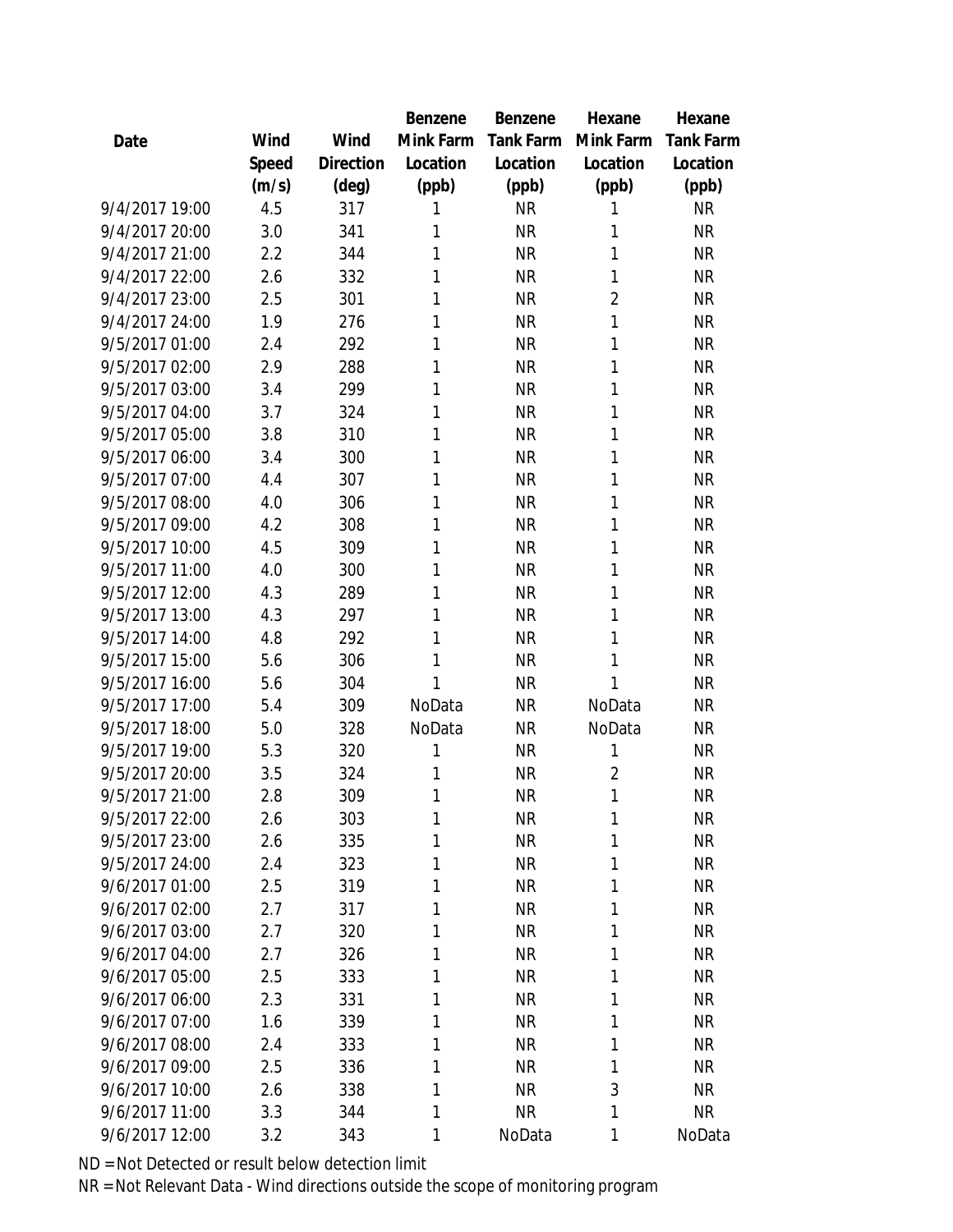| Date | Wind Speed (m/s) | Wind Direction (deg) | Benzene Mink Farm Location (ppb) | Benzene Tank Farm Location (ppb) | Hexane Mink Farm Location (ppb) | Hexane Tank Farm Location (ppb) |
|---|---|---|---|---|---|---|
| 9/4/2017 19:00 | 4.5 | 317 | 1 | NR | 1 | NR |
| 9/4/2017 20:00 | 3.0 | 341 | 1 | NR | 1 | NR |
| 9/4/2017 21:00 | 2.2 | 344 | 1 | NR | 1 | NR |
| 9/4/2017 22:00 | 2.6 | 332 | 1 | NR | 1 | NR |
| 9/4/2017 23:00 | 2.5 | 301 | 1 | NR | 2 | NR |
| 9/4/2017 24:00 | 1.9 | 276 | 1 | NR | 1 | NR |
| 9/5/2017 01:00 | 2.4 | 292 | 1 | NR | 1 | NR |
| 9/5/2017 02:00 | 2.9 | 288 | 1 | NR | 1 | NR |
| 9/5/2017 03:00 | 3.4 | 299 | 1 | NR | 1 | NR |
| 9/5/2017 04:00 | 3.7 | 324 | 1 | NR | 1 | NR |
| 9/5/2017 05:00 | 3.8 | 310 | 1 | NR | 1 | NR |
| 9/5/2017 06:00 | 3.4 | 300 | 1 | NR | 1 | NR |
| 9/5/2017 07:00 | 4.4 | 307 | 1 | NR | 1 | NR |
| 9/5/2017 08:00 | 4.0 | 306 | 1 | NR | 1 | NR |
| 9/5/2017 09:00 | 4.2 | 308 | 1 | NR | 1 | NR |
| 9/5/2017 10:00 | 4.5 | 309 | 1 | NR | 1 | NR |
| 9/5/2017 11:00 | 4.0 | 300 | 1 | NR | 1 | NR |
| 9/5/2017 12:00 | 4.3 | 289 | 1 | NR | 1 | NR |
| 9/5/2017 13:00 | 4.3 | 297 | 1 | NR | 1 | NR |
| 9/5/2017 14:00 | 4.8 | 292 | 1 | NR | 1 | NR |
| 9/5/2017 15:00 | 5.6 | 306 | 1 | NR | 1 | NR |
| 9/5/2017 16:00 | 5.6 | 304 | 1 | NR | 1 | NR |
| 9/5/2017 17:00 | 5.4 | 309 | NoData | NR | NoData | NR |
| 9/5/2017 18:00 | 5.0 | 328 | NoData | NR | NoData | NR |
| 9/5/2017 19:00 | 5.3 | 320 | 1 | NR | 1 | NR |
| 9/5/2017 20:00 | 3.5 | 324 | 1 | NR | 2 | NR |
| 9/5/2017 21:00 | 2.8 | 309 | 1 | NR | 1 | NR |
| 9/5/2017 22:00 | 2.6 | 303 | 1 | NR | 1 | NR |
| 9/5/2017 23:00 | 2.6 | 335 | 1 | NR | 1 | NR |
| 9/5/2017 24:00 | 2.4 | 323 | 1 | NR | 1 | NR |
| 9/6/2017 01:00 | 2.5 | 319 | 1 | NR | 1 | NR |
| 9/6/2017 02:00 | 2.7 | 317 | 1 | NR | 1 | NR |
| 9/6/2017 03:00 | 2.7 | 320 | 1 | NR | 1 | NR |
| 9/6/2017 04:00 | 2.7 | 326 | 1 | NR | 1 | NR |
| 9/6/2017 05:00 | 2.5 | 333 | 1 | NR | 1 | NR |
| 9/6/2017 06:00 | 2.3 | 331 | 1 | NR | 1 | NR |
| 9/6/2017 07:00 | 1.6 | 339 | 1 | NR | 1 | NR |
| 9/6/2017 08:00 | 2.4 | 333 | 1 | NR | 1 | NR |
| 9/6/2017 09:00 | 2.5 | 336 | 1 | NR | 1 | NR |
| 9/6/2017 10:00 | 2.6 | 338 | 1 | NR | 3 | NR |
| 9/6/2017 11:00 | 3.3 | 344 | 1 | NR | 1 | NR |
| 9/6/2017 12:00 | 3.2 | 343 | 1 | NoData | 1 | NoData |

ND = Not Detected or result below detection limit

NR = Not Relevant Data - Wind directions outside the scope of monitoring program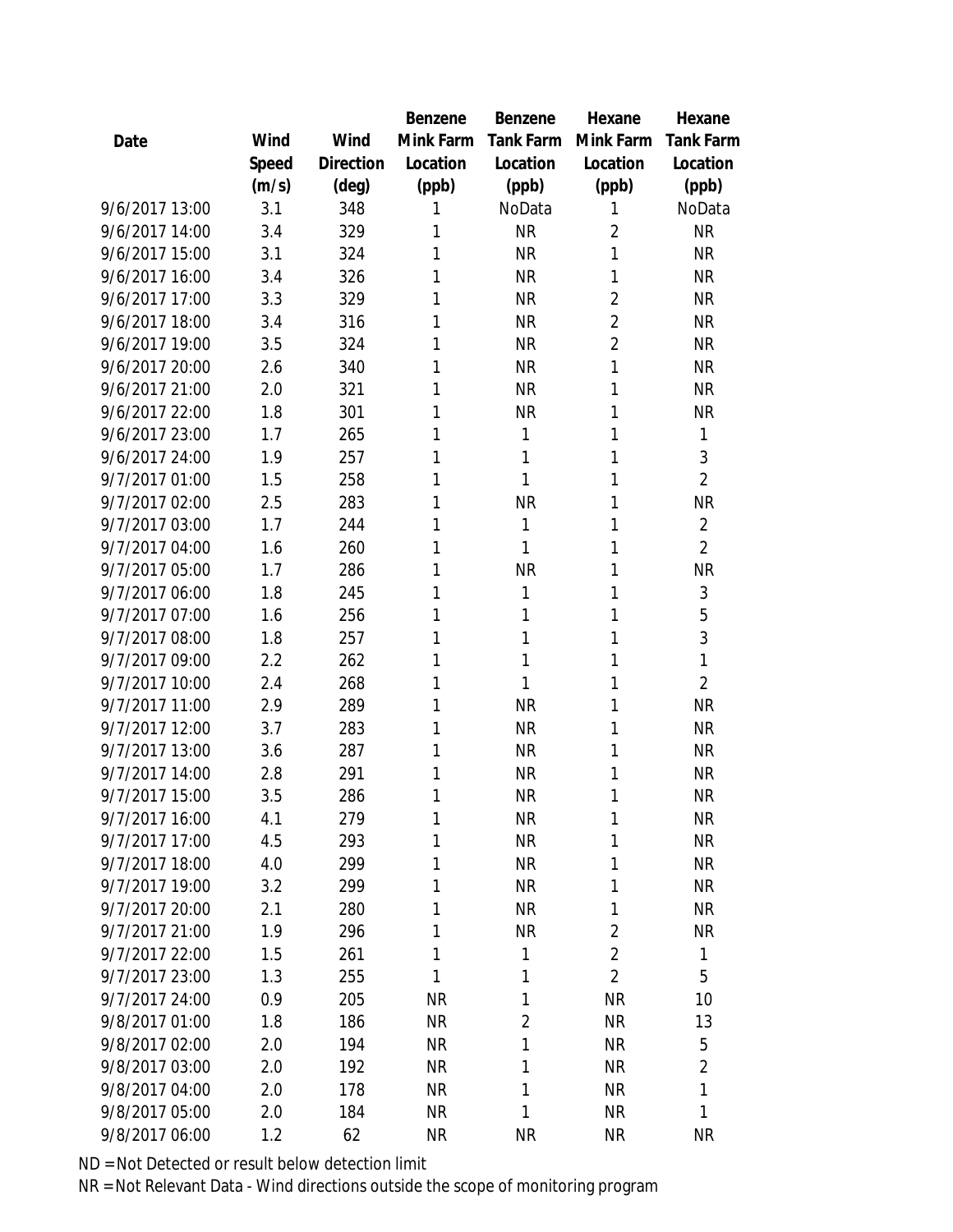| Date | Wind Speed (m/s) | Wind Direction (deg) | Benzene Mink Farm Location (ppb) | Benzene Tank Farm Location (ppb) | Hexane Mink Farm Location (ppb) | Hexane Tank Farm Location (ppb) |
|---|---|---|---|---|---|---|
| 9/6/2017 13:00 | 3.1 | 348 | 1 | NoData | 1 | NoData |
| 9/6/2017 14:00 | 3.4 | 329 | 1 | NR | 2 | NR |
| 9/6/2017 15:00 | 3.1 | 324 | 1 | NR | 1 | NR |
| 9/6/2017 16:00 | 3.4 | 326 | 1 | NR | 1 | NR |
| 9/6/2017 17:00 | 3.3 | 329 | 1 | NR | 2 | NR |
| 9/6/2017 18:00 | 3.4 | 316 | 1 | NR | 2 | NR |
| 9/6/2017 19:00 | 3.5 | 324 | 1 | NR | 2 | NR |
| 9/6/2017 20:00 | 2.6 | 340 | 1 | NR | 1 | NR |
| 9/6/2017 21:00 | 2.0 | 321 | 1 | NR | 1 | NR |
| 9/6/2017 22:00 | 1.8 | 301 | 1 | NR | 1 | NR |
| 9/6/2017 23:00 | 1.7 | 265 | 1 | 1 | 1 | 1 |
| 9/6/2017 24:00 | 1.9 | 257 | 1 | 1 | 1 | 3 |
| 9/7/2017 01:00 | 1.5 | 258 | 1 | 1 | 1 | 2 |
| 9/7/2017 02:00 | 2.5 | 283 | 1 | NR | 1 | NR |
| 9/7/2017 03:00 | 1.7 | 244 | 1 | 1 | 1 | 2 |
| 9/7/2017 04:00 | 1.6 | 260 | 1 | 1 | 1 | 2 |
| 9/7/2017 05:00 | 1.7 | 286 | 1 | NR | 1 | NR |
| 9/7/2017 06:00 | 1.8 | 245 | 1 | 1 | 1 | 3 |
| 9/7/2017 07:00 | 1.6 | 256 | 1 | 1 | 1 | 5 |
| 9/7/2017 08:00 | 1.8 | 257 | 1 | 1 | 1 | 3 |
| 9/7/2017 09:00 | 2.2 | 262 | 1 | 1 | 1 | 1 |
| 9/7/2017 10:00 | 2.4 | 268 | 1 | 1 | 1 | 2 |
| 9/7/2017 11:00 | 2.9 | 289 | 1 | NR | 1 | NR |
| 9/7/2017 12:00 | 3.7 | 283 | 1 | NR | 1 | NR |
| 9/7/2017 13:00 | 3.6 | 287 | 1 | NR | 1 | NR |
| 9/7/2017 14:00 | 2.8 | 291 | 1 | NR | 1 | NR |
| 9/7/2017 15:00 | 3.5 | 286 | 1 | NR | 1 | NR |
| 9/7/2017 16:00 | 4.1 | 279 | 1 | NR | 1 | NR |
| 9/7/2017 17:00 | 4.5 | 293 | 1 | NR | 1 | NR |
| 9/7/2017 18:00 | 4.0 | 299 | 1 | NR | 1 | NR |
| 9/7/2017 19:00 | 3.2 | 299 | 1 | NR | 1 | NR |
| 9/7/2017 20:00 | 2.1 | 280 | 1 | NR | 1 | NR |
| 9/7/2017 21:00 | 1.9 | 296 | 1 | NR | 2 | NR |
| 9/7/2017 22:00 | 1.5 | 261 | 1 | 1 | 2 | 1 |
| 9/7/2017 23:00 | 1.3 | 255 | 1 | 1 | 2 | 5 |
| 9/7/2017 24:00 | 0.9 | 205 | NR | 1 | NR | 10 |
| 9/8/2017 01:00 | 1.8 | 186 | NR | 2 | NR | 13 |
| 9/8/2017 02:00 | 2.0 | 194 | NR | 1 | NR | 5 |
| 9/8/2017 03:00 | 2.0 | 192 | NR | 1 | NR | 2 |
| 9/8/2017 04:00 | 2.0 | 178 | NR | 1 | NR | 1 |
| 9/8/2017 05:00 | 2.0 | 184 | NR | 1 | NR | 1 |
| 9/8/2017 06:00 | 1.2 | 62 | NR | NR | NR | NR |

ND = Not Detected or result below detection limit

NR = Not Relevant Data - Wind directions outside the scope of monitoring program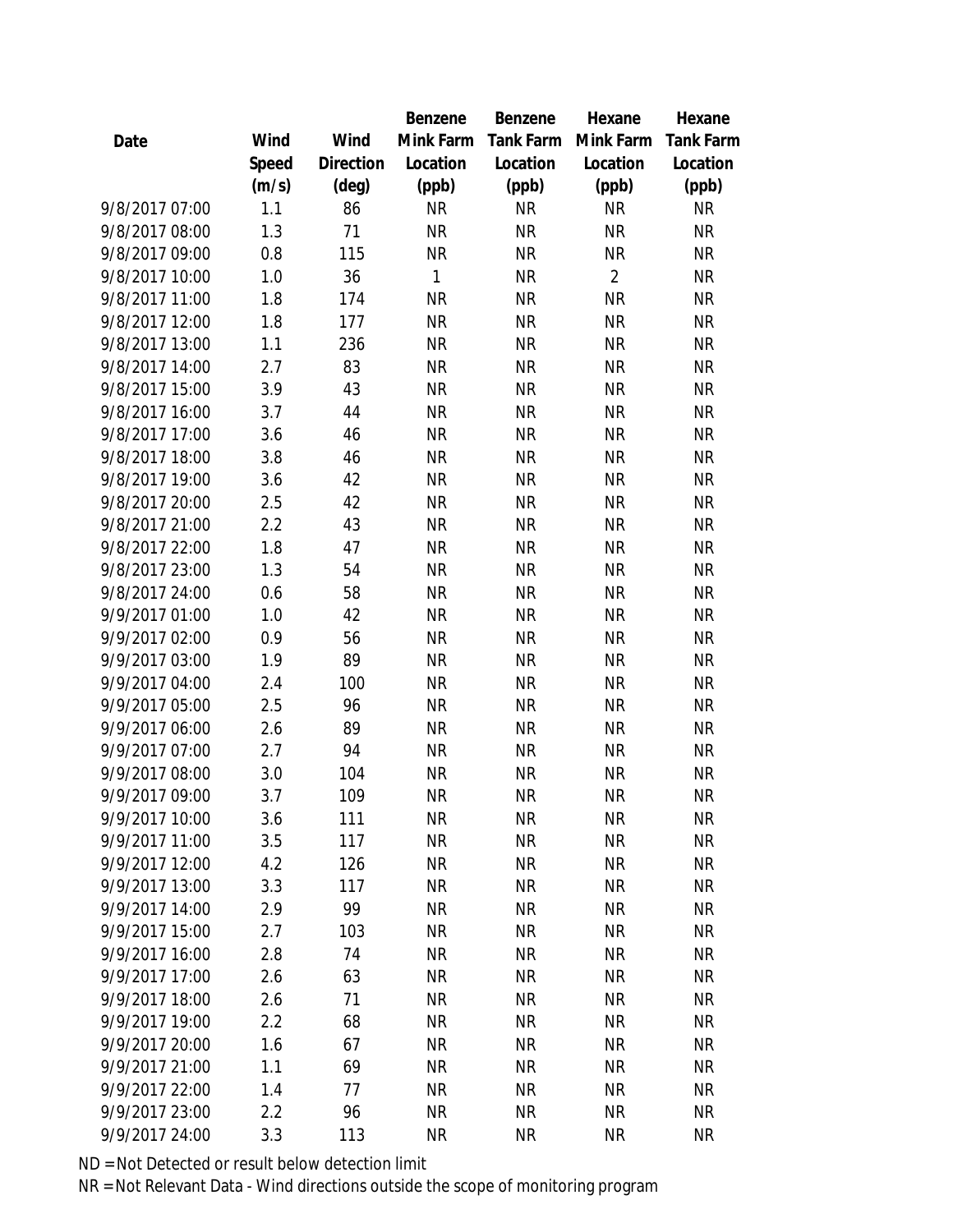| Date | Wind Speed (m/s) | Wind Direction (deg) | Benzene Mink Farm Location (ppb) | Benzene Tank Farm Location (ppb) | Hexane Mink Farm Location (ppb) | Hexane Tank Farm Location (ppb) |
|---|---|---|---|---|---|---|
| 9/8/2017 07:00 | 1.1 | 86 | NR | NR | NR | NR |
| 9/8/2017 08:00 | 1.3 | 71 | NR | NR | NR | NR |
| 9/8/2017 09:00 | 0.8 | 115 | NR | NR | NR | NR |
| 9/8/2017 10:00 | 1.0 | 36 | 1 | NR | 2 | NR |
| 9/8/2017 11:00 | 1.8 | 174 | NR | NR | NR | NR |
| 9/8/2017 12:00 | 1.8 | 177 | NR | NR | NR | NR |
| 9/8/2017 13:00 | 1.1 | 236 | NR | NR | NR | NR |
| 9/8/2017 14:00 | 2.7 | 83 | NR | NR | NR | NR |
| 9/8/2017 15:00 | 3.9 | 43 | NR | NR | NR | NR |
| 9/8/2017 16:00 | 3.7 | 44 | NR | NR | NR | NR |
| 9/8/2017 17:00 | 3.6 | 46 | NR | NR | NR | NR |
| 9/8/2017 18:00 | 3.8 | 46 | NR | NR | NR | NR |
| 9/8/2017 19:00 | 3.6 | 42 | NR | NR | NR | NR |
| 9/8/2017 20:00 | 2.5 | 42 | NR | NR | NR | NR |
| 9/8/2017 21:00 | 2.2 | 43 | NR | NR | NR | NR |
| 9/8/2017 22:00 | 1.8 | 47 | NR | NR | NR | NR |
| 9/8/2017 23:00 | 1.3 | 54 | NR | NR | NR | NR |
| 9/8/2017 24:00 | 0.6 | 58 | NR | NR | NR | NR |
| 9/9/2017 01:00 | 1.0 | 42 | NR | NR | NR | NR |
| 9/9/2017 02:00 | 0.9 | 56 | NR | NR | NR | NR |
| 9/9/2017 03:00 | 1.9 | 89 | NR | NR | NR | NR |
| 9/9/2017 04:00 | 2.4 | 100 | NR | NR | NR | NR |
| 9/9/2017 05:00 | 2.5 | 96 | NR | NR | NR | NR |
| 9/9/2017 06:00 | 2.6 | 89 | NR | NR | NR | NR |
| 9/9/2017 07:00 | 2.7 | 94 | NR | NR | NR | NR |
| 9/9/2017 08:00 | 3.0 | 104 | NR | NR | NR | NR |
| 9/9/2017 09:00 | 3.7 | 109 | NR | NR | NR | NR |
| 9/9/2017 10:00 | 3.6 | 111 | NR | NR | NR | NR |
| 9/9/2017 11:00 | 3.5 | 117 | NR | NR | NR | NR |
| 9/9/2017 12:00 | 4.2 | 126 | NR | NR | NR | NR |
| 9/9/2017 13:00 | 3.3 | 117 | NR | NR | NR | NR |
| 9/9/2017 14:00 | 2.9 | 99 | NR | NR | NR | NR |
| 9/9/2017 15:00 | 2.7 | 103 | NR | NR | NR | NR |
| 9/9/2017 16:00 | 2.8 | 74 | NR | NR | NR | NR |
| 9/9/2017 17:00 | 2.6 | 63 | NR | NR | NR | NR |
| 9/9/2017 18:00 | 2.6 | 71 | NR | NR | NR | NR |
| 9/9/2017 19:00 | 2.2 | 68 | NR | NR | NR | NR |
| 9/9/2017 20:00 | 1.6 | 67 | NR | NR | NR | NR |
| 9/9/2017 21:00 | 1.1 | 69 | NR | NR | NR | NR |
| 9/9/2017 22:00 | 1.4 | 77 | NR | NR | NR | NR |
| 9/9/2017 23:00 | 2.2 | 96 | NR | NR | NR | NR |
| 9/9/2017 24:00 | 3.3 | 113 | NR | NR | NR | NR |

ND = Not Detected or result below detection limit

NR = Not Relevant Data - Wind directions outside the scope of monitoring program